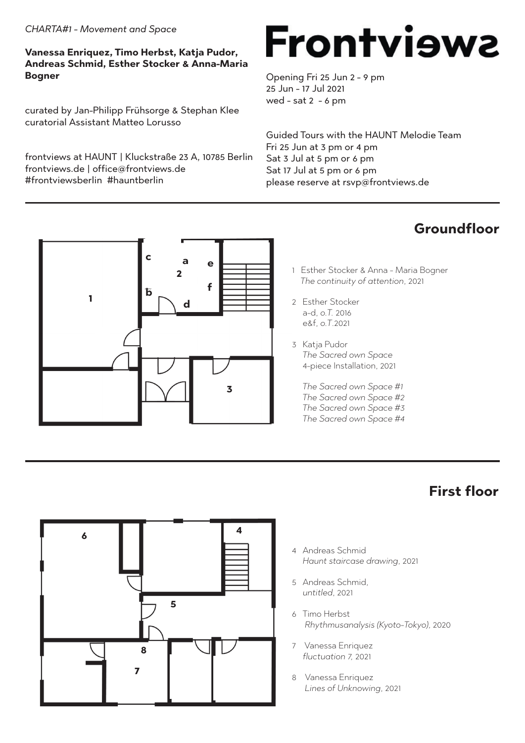*CHARTA#1 - Movement and Space*

**Vanessa Enriquez, Timo Herbst, Katja Pudor, Andreas Schmid, Esther Stocker & Anna-Maria Bogner**

curated by Jan-Philipp Frühsorge & Stephan Klee
curatorial Assistant Matteo Lorusso

frontviews at HAUNT | Kluckstraße 23 A, 10785 Berlin
frontviews.de | office@frontviews.de
#frontviewsberlin #hauntberlin

# Frontviews

Opening Fri 25 Jun 2 - 9 pm
25 Jun - 17 Jul 2021
wed - sat 2 - 6 pm

Guided Tours with the HAUNT Melodie Team
Fri 25 Jun at 3 pm or 4 pm
Sat 3 Jul at 5 pm or 6 pm
Sat 17 Jul at 5 pm or 6 pm
please reserve at rsvp@frontviews.de

## Groundfloor

1 Esther Stocker & Anna - Maria Bogner
*The continuity of attention*, 2021

2 Esther Stocker
a-d, *o.T.* 2016
e&f, *o.T.* 2021

3 Katja Pudor
*The Sacred own Space*
4-piece Installation, 2021

*The Sacred own Space #1*
*The Sacred own Space #2*
*The Sacred own Space #3*
*The Sacred own Space #4*

## First floor

4 Andreas Schmid
*Haunt staircase drawing*, 2021

5 Andreas Schmid,
*untitled*, 2021

6 Timo Herbst
*Rhythmusanalysis (Kyoto-Tokyo)*, 2020

7 Vanessa Enriquez
*fluctuation 7*, 2021

8 Vanessa Enriquez
*Lines of Unknowing*, 2021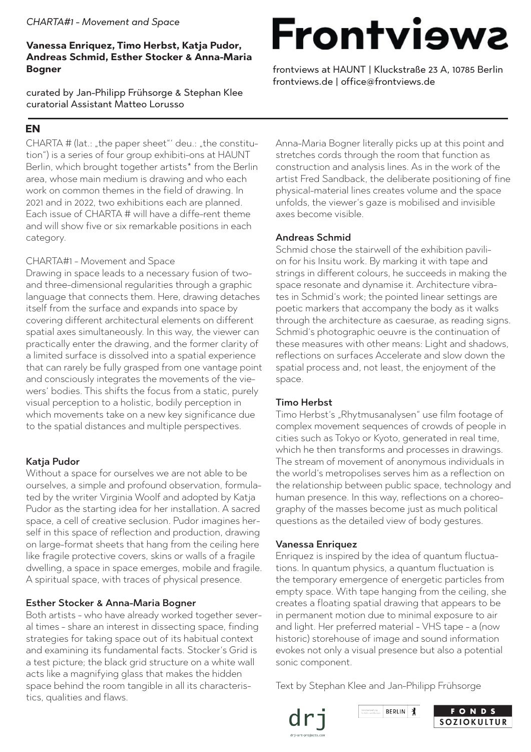*CHARTA#1 - Movement and Space*

**Vanessa Enriquez, Timo Herbst, Katja Pudor, Andreas Schmid, Esther Stocker & Anna-Maria Bogner**

curated by Jan-Philipp Frühsorge & Stephan Klee
curatorial Assistant Matteo Lorusso

# Frontviews

frontviews at HAUNT | Kluckstraße 23 A, 10785 Berlin
frontviews.de | office@frontviews.de

## EN

CHARTA # (lat.: „the paper sheet"' deu.: „the constitution") is a series of four group exhibiti-ons at HAUNT Berlin, which brought together artists* from the Berlin area, whose main medium is drawing and who each work on common themes in the field of drawing. In 2021 and in 2022, two exhibitions each are planned. Each issue of CHARTA # will have a diffe-rent theme and will show five or six remarkable positions in each category.

CHARTA#1 - Movement and Space
Drawing in space leads to a necessary fusion of two- and three-dimensional regularities through a graphic language that connects them. Here, drawing detaches itself from the surface and expands into space by covering different architectural elements on different spatial axes simultaneously. In this way, the viewer can practically enter the drawing, and the former clarity of a limited surface is dissolved into a spatial experience that can rarely be fully grasped from one vantage point and consciously integrates the movements of the viewers' bodies. This shifts the focus from a static, purely visual perception to a holistic, bodily perception in which movements take on a new key significance due to the spatial distances and multiple perspectives.

### Katja Pudor

Without a space for ourselves we are not able to be ourselves, a simple and profound observation, formulated by the writer Virginia Woolf and adopted by Katja Pudor as the starting idea for her installation. A sacred space, a cell of creative seclusion. Pudor imagines herself in this space of reflection and production, drawing on large-format sheets that hang from the ceiling here like fragile protective covers, skins or walls of a fragile dwelling, a space in space emerges, mobile and fragile. A spiritual space, with traces of physical presence.

### Esther Stocker & Anna-Maria Bogner

Both artists - who have already worked together several times - share an interest in dissecting space, finding strategies for taking space out of its habitual context and examining its fundamental facts. Stocker's Grid is a test picture; the black grid structure on a white wall acts like a magnifying glass that makes the hidden space behind the room tangible in all its characteristics, qualities and flaws.

Anna-Maria Bogner literally picks up at this point and stretches cords through the room that function as construction and analysis lines. As in the work of the artist Fred Sandback, the deliberate positioning of fine physical-material lines creates volume and the space unfolds, the viewer's gaze is mobilised and invisible axes become visible.

### Andreas Schmid

Schmid chose the stairwell of the exhibition pavilion for his Insitu work. By marking it with tape and strings in different colours, he succeeds in making the space resonate and dynamise it. Architecture vibrates in Schmid's work; the pointed linear settings are poetic markers that accompany the body as it walks through the architecture as caesurae, as reading signs. Schmid's photographic oeuvre is the continuation of these measures with other means: Light and shadows, reflections on surfaces Accelerate and slow down the spatial process and, not least, the enjoyment of the space.

### Timo Herbst

Timo Herbst's „Rhytmusanalysen" use film footage of complex movement sequences of crowds of people in cities such as Tokyo or Kyoto, generated in real time, which he then transforms and processes in drawings. The stream of movement of anonymous individuals in the world's metropolises serves him as a reflection on the relationship between public space, technology and human presence. In this way, reflections on a choreography of the masses become just as much political questions as the detailed view of body gestures.

### Vanessa Enriquez

Enriquez is inspired by the idea of quantum fluctuations. In quantum physics, a quantum fluctuation is the temporary emergence of energetic particles from empty space. With tape hanging from the ceiling, she creates a floating spatial drawing that appears to be in permanent motion due to minimal exposure to air and light. Her preferred material - VHS tape - a (now historic) storehouse of image and sound information evokes not only a visual presence but also a potential sonic component.

Text by Stephan Klee and Jan-Philipp Frühsorge

drj
drj-art-projects.com

BERLIN

FONDS SOZIOKULTUR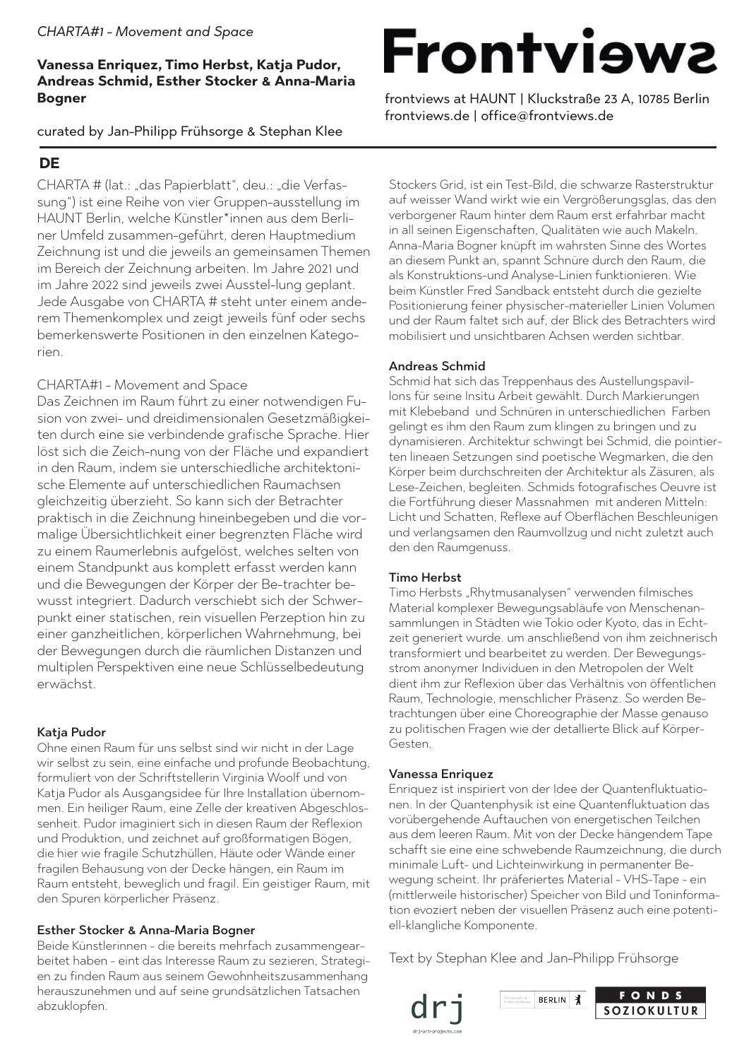*CHARTA#1 - Movement and Space*

**Vanessa Enriquez, Timo Herbst, Katja Pudor, Andreas Schmid, Esther Stocker & Anna-Maria Bogner**

curated by Jan-Philipp Frühsorge & Stephan Klee

# Frontviews

frontviews at HAUNT | Kluckstraße 23 A, 10785 Berlin
frontviews.de | office@frontviews.de

## DE

CHARTA # (lat.: „das Papierblatt", deu.: „die Verfassung") ist eine Reihe von vier Gruppen-ausstellung im HAUNT Berlin, welche Künstler*innen aus dem Berliner Umfeld zusammen-geführt, deren Hauptmedium Zeichnung ist und die jeweils an gemeinsamen Themen im Bereich der Zeichnung arbeiten. Im Jahre 2021 und im Jahre 2022 sind jeweils zwei Ausstel-lung geplant. Jede Ausgabe von CHARTA # steht unter einem anderem Themenkomplex und zeigt jeweils fünf oder sechs bemerkenswerte Positionen in den einzelnen Kategorien.

CHARTA#1 - Movement and Space
Das Zeichnen im Raum führt zu einer notwendigen Fusion von zwei- und dreidimensionalen Gesetzmäßigkeiten durch eine sie verbindende grafische Sprache. Hier löst sich die Zeich-nung von der Fläche und expandiert in den Raum, indem sie unterschiedliche architektonische Elemente auf unterschiedlichen Raumachsen gleichzeitig überzieht. So kann sich der Betrachter praktisch in die Zeichnung hineinbegeben und die vormalige Übersichtlichkeit einer begrenzten Fläche wird zu einem Raumerlebnis aufgelöst, welches selten von einem Standpunkt aus komplett erfasst werden kann und die Bewegungen der Körper der Be-trachter bewusst integriert. Dadurch verschiebt sich der Schwerpunkt einer statischen, rein visuellen Perzeption hin zu einer ganzheitlichen, körperlichen Wahrnehmung, bei der Bewegungen durch die räumlichen Distanzen und multiplen Perspektiven eine neue Schlüsselbedeutung erwächst.

### Katja Pudor

Ohne einen Raum für uns selbst sind wir nicht in der Lage wir selbst zu sein, eine einfache und profunde Beobachtung, formuliert von der Schriftstellerin Virginia Woolf und von Katja Pudor als Ausgangsidee für Ihre Installation übernommen. Ein heiliger Raum, eine Zelle der kreativen Abgeschlossenheit. Pudor imaginiert sich in diesen Raum der Reflexion und Produktion, und zeichnet auf großformatigen Bögen, die hier wie fragile Schutzhüllen, Häute oder Wände einer fragilen Behausung von der Decke hängen, ein Raum im Raum entsteht, beweglich und fragil. Ein geistiger Raum, mit den Spuren körperlicher Präsenz.

### Esther Stocker & Anna-Maria Bogner

Beide Künstlerinnen - die bereits mehrfach zusammengearbeitet haben - eint das Interesse Raum zu sezieren, Strategien zu finden Raum aus seinem Gewohnheitszusammenhang herauszunehmen und auf seine grundsätzlichen Tatsachen abzuklopfen.

Stockers Grid, ist ein Test-Bild, die schwarze Rasterstruktur auf weisser Wand wirkt wie ein Vergrößerungsglas, das den verborgener Raum hinter dem Raum erst erfahrbar macht in all seinen Eigenschaften, Qualitäten wie auch Makeln. Anna-Maria Bogner knüpft im wahrsten Sinne des Wortes an diesem Punkt an, spannt Schnüre durch den Raum, die als Konstruktions-und Analyse-Linien funktionieren. Wie beim Künstler Fred Sandback entsteht durch die gezielte Positionierung feiner physischer-materieller Linien Volumen und der Raum faltet sich auf, der Blick des Betrachters wird mobilisiert und unsichtbaren Achsen werden sichtbar.

### Andreas Schmid

Schmid hat sich das Treppenhaus des Austellungspavillons für seine Insitu Arbeit gewählt. Durch Markierungen mit Klebeband und Schnüren in unterschiedlichen Farben gelingt es ihm den Raum zum klingen zu bringen und zu dynamisieren. Architektur schwingt bei Schmid, die pointierten lineaen Setzungen sind poetische Wegmarken, die den Körper beim durchschreiten der Architektur als Zäsuren, als Lese-Zeichen, begleiten. Schmids fotografisches Oeuvre ist die Fortführung dieser Massnahmen mit anderen Mitteln: Licht und Schatten, Reflexe auf Oberflächen Beschleunigen und verlangsamen den Raumvollzug und nicht zuletzt auch den den Raumgenuss.

### Timo Herbst

Timo Herbsts „Rhytmusanalysen" verwenden filmisches Material komplexer Bewegungsabläufe von Menschenansammlungen in Städten wie Tokio oder Kyoto, das in Echtzeit generiert wurde. um anschließend von ihm zeichnerisch transformiert und bearbeitet zu werden. Der Bewegungsstrom anonymer Individuen in den Metropolen der Welt dient ihm zur Reflexion über das Verhältnis von öffentlichen Raum, Technologie, menschlicher Präsenz. So werden Betrachtungen über eine Choreographie der Masse genauso zu politischen Fragen wie der detaillierte Blick auf Körper-Gesten.

### Vanessa Enriquez

Enriquez ist inspiriert von der Idee der Quantenfluktuationen. In der Quantenphysik ist eine Quantenfluktuation das vorübergehende Auftauchen von energetischen Teilchen aus dem leeren Raum. Mit von der Decke hängendem Tape schafft sie eine eine schwebende Raumzeichnung, die durch minimale Luft- und Lichteinwirkung in permanenter Bewegung scheint. Ihr präferiertes Material - VHS-Tape - ein (mittlerweile historischer) Speicher von Bild und Toninformation evoziert neben der visuellen Präsenz auch eine potentiell-klangliche Komponente.

Text by Stephan Klee and Jan-Philipp Frühsorge

drj
drj-art-projects.com

BERLIN

FONDS SOZIOKULTUR